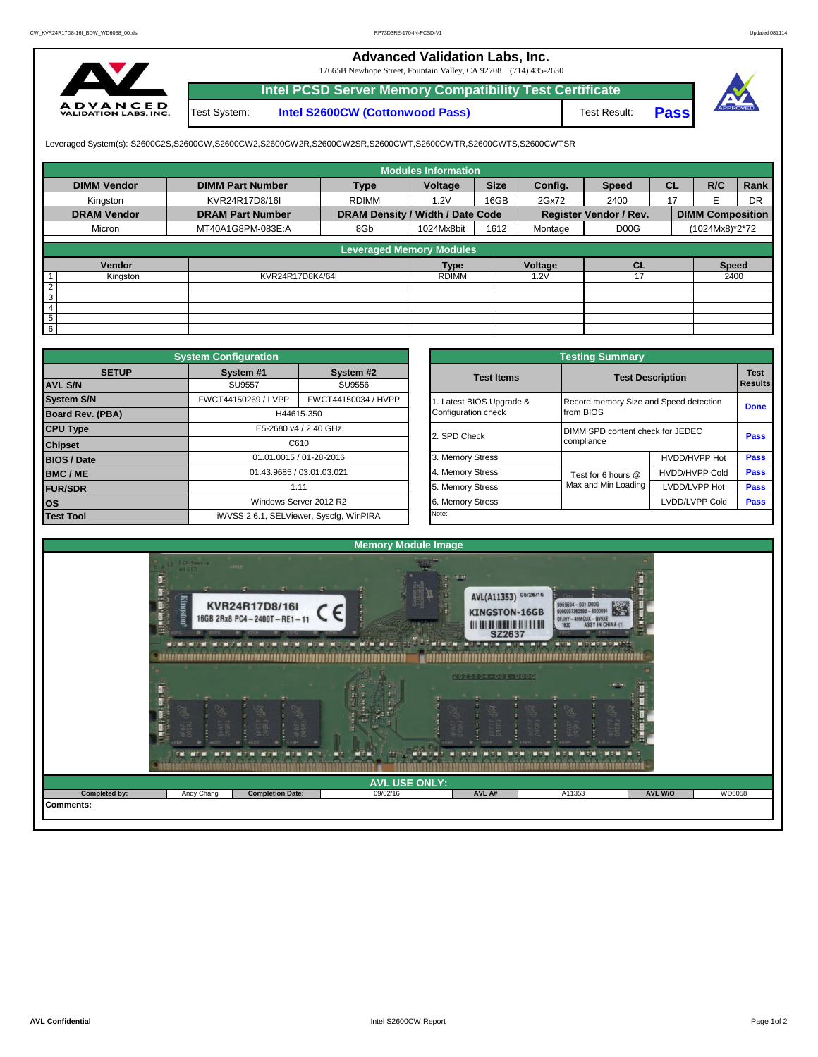# Advanced Validation Labs, Inc.

17665B Newhope Street, Fountain Valley, CA 92708 (714) 435-2630

## Intel PCSD Server Memory Compatibility Test Certificate

Test System: **Intel S2600CW (Cottonwood Pass)** Test Result: **Pass**

Leveraged System(s): S2600C2S,S2600CW,S2600CW2,S2600CW2R,S2600CW2SR,S2600CWT,S2600CWTR,S2600CWTS,S2600CWTSR

### Modules Information

| DIMM Vendor | DIMM Part Number | Type | Voltage | Size | Config. | Speed | CL | R/C | Rank |
|---|---|---|---|---|---|---|---|---|---|
| Kingston | KVR24R17D8/16I | RDIMM | 1.2V | 16GB | 2Gx72 | 2400 | 17 | E | DR |
| **DRAM Vendor** | **DRAM Part Number** | **DRAM Density / Width / Date Code** | | | **Register Vendor / Rev.** | | **DIMM Composition** | | |
| Micron | MT40A1G8PM-083E:A | 8Gb | 1024Mx8bit | 1612 | Montage | D00G | (1024Mx8)*2*72 | | |

### Leveraged Memory Modules

| | Vendor | | Type | Voltage | CL | Speed |
|---|---|---|---|---|---|---|
| 1 | Kingston | KVR24R17D8K4/64I | RDIMM | 1.2V | 17 | 2400 |
| 2 | | | | | | |
| 3 | | | | | | |
| 4 | | | | | | |
| 5 | | | | | | |
| 6 | | | | | | |

### System Configuration

| SETUP | System #1 | System #2 |
|---|---|---|
| AVL S/N | SU9557 | SU9556 |
| System S/N | FWCT44150269 / LVPP | FWCT44150034 / HVPP |
| Board Rev. (PBA) | H44615-350 | |
| CPU Type | E5-2680 v4 / 2.40 GHz | |
| Chipset | C610 | |
| BIOS / Date | 01.01.0015 / 01-28-2016 | |
| BMC / ME | 01.43.9685 / 03.01.03.021 | |
| FUR/SDR | 1.11 | |
| OS | Windows Server 2012 R2 | |
| Test Tool | iWVSS 2.6.1, SELViewer, Syscfg, WinPIRA | |

### Testing Summary

| Test Items | Test Description | | Test Results |
|---|---|---|---|
| 1. Latest BIOS Upgrade & Configuration check | Record memory Size and Speed detection from BIOS | | Done |
| 2. SPD Check | DIMM SPD content check for JEDEC compliance | | Pass |
| 3. Memory Stress | Test for 6 hours @ Max and Min Loading | HVDD/HVPP Hot | Pass |
| 4. Memory Stress | | HVDD/HVPP Cold | Pass |
| 5. Memory Stress | | LVDD/LVPP Hot | Pass |
| 6. Memory Stress | | LVDD/LVPP Cold | Pass |
| Note: | | | |

### Memory Module Image

### AVL USE ONLY:

| Completed by: | Andy Chang | Completion Date: | 09/02/16 | AVL A#: | A11353 | AVL W/O | WD6058 |
|---|---|---|---|---|---|---|---|

**Comments:**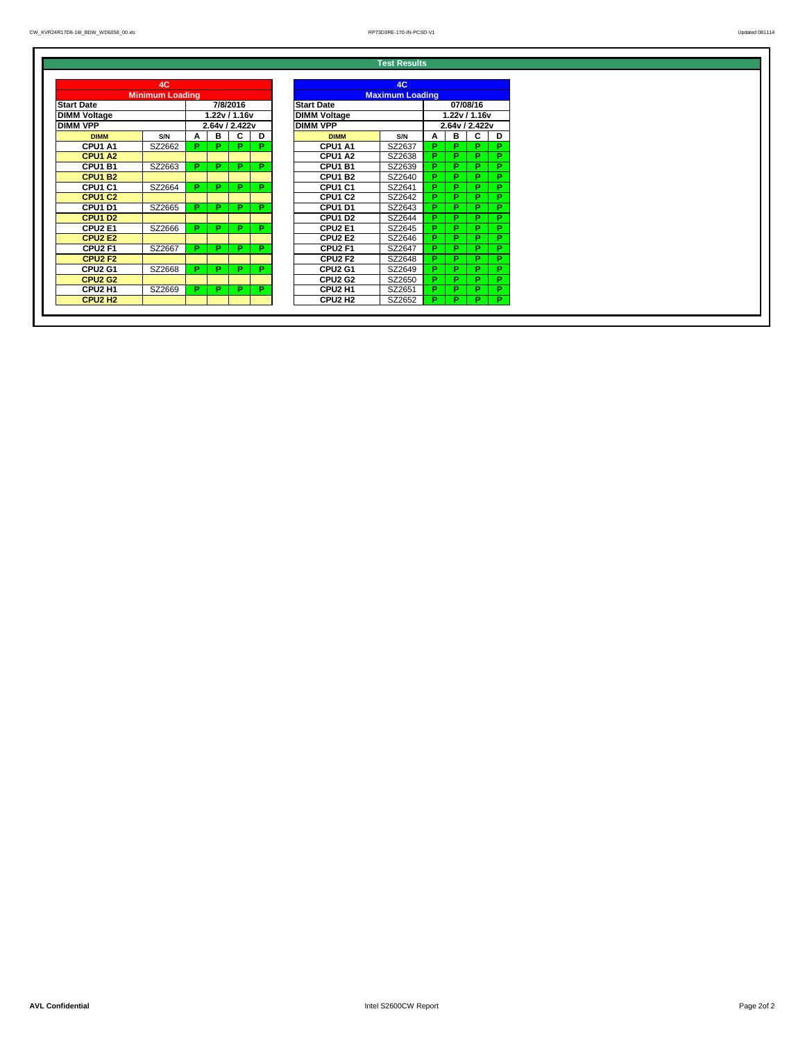## Test Results

| 4C Minimum Loading | | | | | |
|---|---|---|---|---|---|
| **Start Date** | | 7/8/2016 | | | |
| **DIMM Voltage** | | 1.22v / 1.16v | | | |
| **DIMM VPP** | | 2.64v / 2.422v | | | |
| **DIMM** | **S/N** | **A** | **B** | **C** | **D** |
| CPU1 A1 | SZ2662 | P | P | P | P |
| CPU1 A2 | | | | | |
| CPU1 B1 | SZ2663 | P | P | P | P |
| CPU1 B2 | | | | | |
| CPU1 C1 | SZ2664 | P | P | P | P |
| CPU1 C2 | | | | | |
| CPU1 D1 | SZ2665 | P | P | P | P |
| CPU1 D2 | | | | | |
| CPU2 E1 | SZ2666 | P | P | P | P |
| CPU2 E2 | | | | | |
| CPU2 F1 | SZ2667 | P | P | P | P |
| CPU2 F2 | | | | | |
| CPU2 G1 | SZ2668 | P | P | P | P |
| CPU2 G2 | | | | | |
| CPU2 H1 | SZ2669 | P | P | P | P |
| CPU2 H2 | | | | | |

| 4C Maximum Loading | | | | | |
|---|---|---|---|---|---|
| **Start Date** | | 07/08/16 | | | |
| **DIMM Voltage** | | 1.22v / 1.16v | | | |
| **DIMM VPP** | | 2.64v / 2.422v | | | |
| **DIMM** | **S/N** | **A** | **B** | **C** | **D** |
| CPU1 A1 | SZ2637 | P | P | P | P |
| CPU1 A2 | SZ2638 | P | P | P | P |
| CPU1 B1 | SZ2639 | P | P | P | P |
| CPU1 B2 | SZ2640 | P | P | P | P |
| CPU1 C1 | SZ2641 | P | P | P | P |
| CPU1 C2 | SZ2642 | P | P | P | P |
| CPU1 D1 | SZ2643 | P | P | P | P |
| CPU1 D2 | SZ2644 | P | P | P | P |
| CPU2 E1 | SZ2645 | P | P | P | P |
| CPU2 E2 | SZ2646 | P | P | P | P |
| CPU2 F1 | SZ2647 | P | P | P | P |
| CPU2 F2 | SZ2648 | P | P | P | P |
| CPU2 G1 | SZ2649 | P | P | P | P |
| CPU2 G2 | SZ2650 | P | P | P | P |
| CPU2 H1 | SZ2651 | P | P | P | P |
| CPU2 H2 | SZ2652 | P | P | P | P |